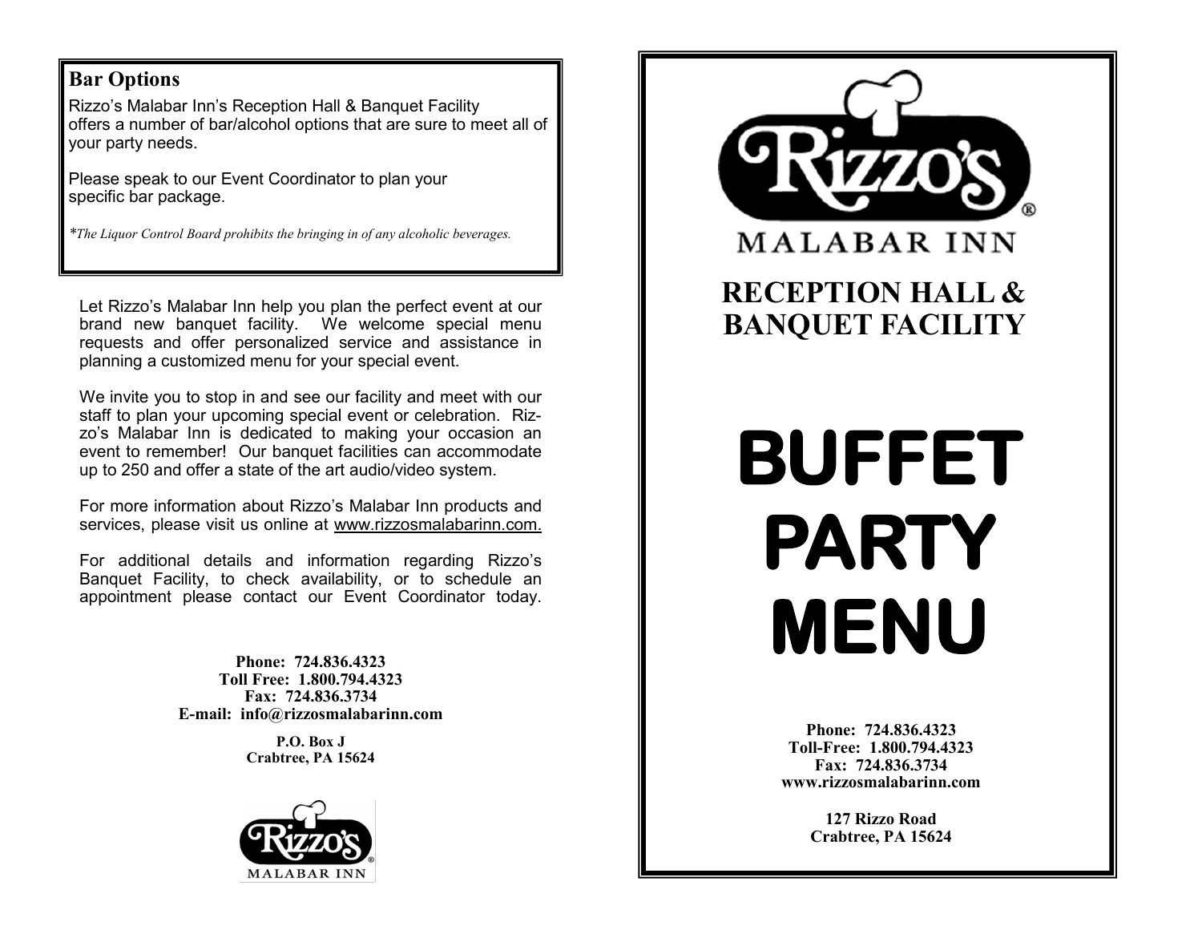## Bar Options

Rizzo's Malabar Inn's Reception Hall & Banquet Facility offers a number of bar/alcohol options that are sure to meet all of your party needs.

Please speak to our Event Coordinator to plan your specific bar package.

*\*The Liquor Control Board prohibits the bringing in of any alcoholic beverages.*

Let Rizzo's Malabar Inn help you plan the perfect event at our brand new banquet facility. We welcome special menu requests and offer personalized service and assistance in planning a customized menu for your special event.

We invite you to stop in and see our facility and meet with our staff to plan your upcoming special event or celebration. Rizzo's Malabar Inn is dedicated to making your occasion an event to remember! Our banquet facilities can accommodate up to 250 and offer a state of the art audio/video system.

For more information about Rizzo's Malabar Inn products and services, please visit us online at www.rizzosmalabarinn.com.

For additional details and information regarding Rizzo's Banquet Facility, to check availability, or to schedule an appointment please contact our Event Coordinator today.

**Phone: 724.836.4323**
**Toll Free: 1.800.794.4323**
**Fax: 724.836.3734**
**E-mail: info@rizzosmalabarinn.com**

**P.O. Box J**
**Crabtree, PA 15624**

Rizzo's MALABAR INN

Rizzo's® MALABAR INN

# RECEPTION HALL & BANQUET FACILITY

# BUFFET PARTY MENU

**Phone: 724.836.4323**
**Toll-Free: 1.800.794.4323**
**Fax: 724.836.3734**
**www.rizzosmalabarinn.com**

**127 Rizzo Road**
**Crabtree, PA 15624**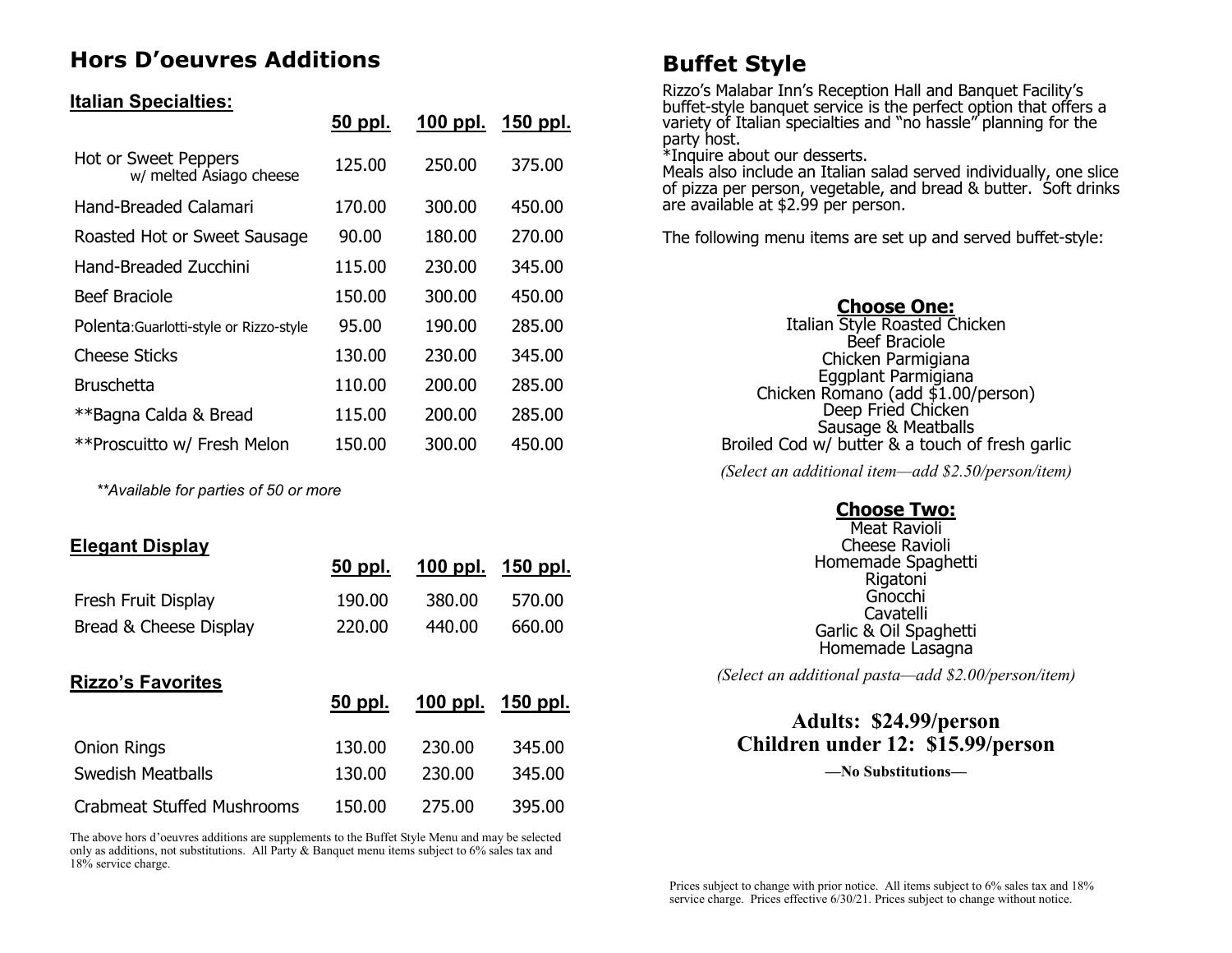# Hors D'oeuvres Additions

### Italian Specialties:

| | 50 ppl. | 100 ppl. | 150 ppl. |
|---|---|---|---|
| Hot or Sweet Peppers w/ melted Asiago cheese | 125.00 | 250.00 | 375.00 |
| Hand-Breaded Calamari | 170.00 | 300.00 | 450.00 |
| Roasted Hot or Sweet Sausage | 90.00 | 180.00 | 270.00 |
| Hand-Breaded Zucchini | 115.00 | 230.00 | 345.00 |
| Beef Braciole | 150.00 | 300.00 | 450.00 |
| Polenta:Guarlotti-style or Rizzo-style | 95.00 | 190.00 | 285.00 |
| Cheese Sticks | 130.00 | 230.00 | 345.00 |
| Bruschetta | 110.00 | 200.00 | 285.00 |
| **Bagna Calda & Bread | 115.00 | 200.00 | 285.00 |
| **Proscuitto w/ Fresh Melon | 150.00 | 300.00 | 450.00 |

*\*\*Available for parties of 50 or more*

### Elegant Display

| | 50 ppl. | 100 ppl. | 150 ppl. |
|---|---|---|---|
| Fresh Fruit Display | 190.00 | 380.00 | 570.00 |
| Bread & Cheese Display | 220.00 | 440.00 | 660.00 |

### Rizzo's Favorites

| | 50 ppl. | 100 ppl. | 150 ppl. |
|---|---|---|---|
| Onion Rings | 130.00 | 230.00 | 345.00 |
| Swedish Meatballs | 130.00 | 230.00 | 345.00 |
| Crabmeat Stuffed Mushrooms | 150.00 | 275.00 | 395.00 |

The above hors d'oeuvres additions are supplements to the Buffet Style Menu and may be selected only as additions, not substitutions. All Party & Banquet menu items subject to 6% sales tax and 18% service charge.

# Buffet Style

Rizzo's Malabar Inn's Reception Hall and Banquet Facility's buffet-style banquet service is the perfect option that offers a variety of Italian specialties and "no hassle" planning for the party host.
*Inquire about our desserts.
Meals also include an Italian salad served individually, one slice of pizza per person, vegetable, and bread & butter. Soft drinks are available at $2.99 per person.

The following menu items are set up and served buffet-style:

### Choose One:

Italian Style Roasted Chicken
Beef Braciole
Chicken Parmigiana
Eggplant Parmigiana
Chicken Romano (add $1.00/person)
Deep Fried Chicken
Sausage & Meatballs
Broiled Cod w/ butter & a touch of fresh garlic

*(Select an additional item—add $2.50/person/item)*

### Choose Two:

Meat Ravioli
Cheese Ravioli
Homemade Spaghetti
Rigatoni
Gnocchi
Cavatelli
Garlic & Oil Spaghetti
Homemade Lasagna

*(Select an additional pasta—add $2.00/person/item)*

**Adults: $24.99/person**
**Children under 12: $15.99/person**

**—No Substitutions—**

Prices subject to change with prior notice. All items subject to 6% sales tax and 18% service charge. Prices effective 6/30/21. Prices subject to change without notice.